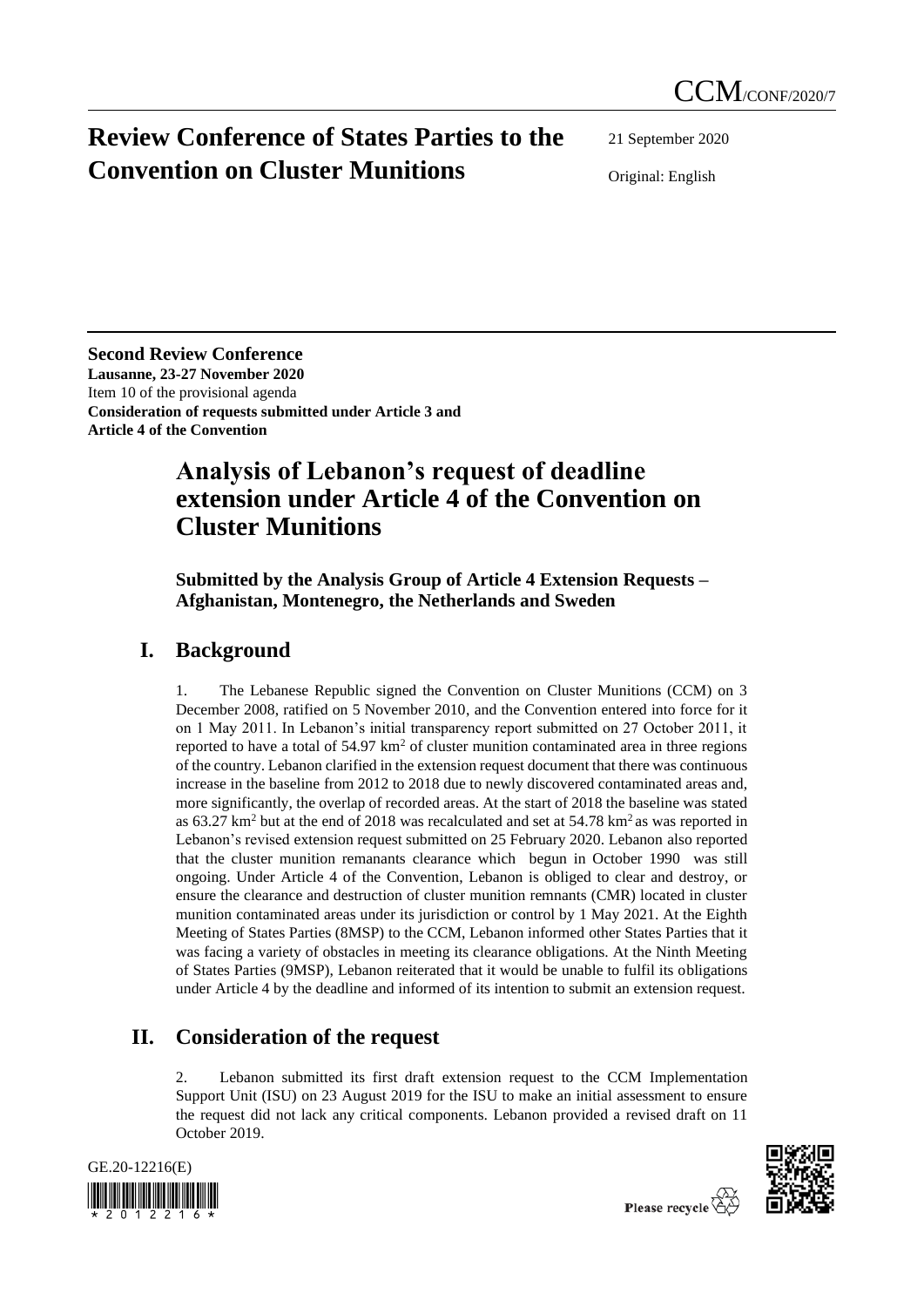CCM/CONF/2020/7

# Review Conference of States Parties to the Convention on Cluster Munitions

21 September 2020

Original: English

**Second Review Conference**
**Lausanne, 23-27 November 2020**
Item 10 of the provisional agenda
**Consideration of requests submitted under Article 3 and Article 4 of the Convention**

# Analysis of Lebanon's request of deadline extension under Article 4 of the Convention on Cluster Munitions

**Submitted by the Analysis Group of Article 4 Extension Requests – Afghanistan, Montenegro, the Netherlands and Sweden**

## I. Background

1. The Lebanese Republic signed the Convention on Cluster Munitions (CCM) on 3 December 2008, ratified on 5 November 2010, and the Convention entered into force for it on 1 May 2011. In Lebanon's initial transparency report submitted on 27 October 2011, it reported to have a total of 54.97 km$^2$ of cluster munition contaminated area in three regions of the country. Lebanon clarified in the extension request document that there was continuous increase in the baseline from 2012 to 2018 due to newly discovered contaminated areas and, more significantly, the overlap of recorded areas. At the start of 2018 the baseline was stated as 63.27 km$^2$ but at the end of 2018 was recalculated and set at 54.78 km$^2$ as was reported in Lebanon's revised extension request submitted on 25 February 2020. Lebanon also reported that the cluster munition remanants clearance which begun in October 1990 was still ongoing. Under Article 4 of the Convention, Lebanon is obliged to clear and destroy, or ensure the clearance and destruction of cluster munition remnants (CMR) located in cluster munition contaminated areas under its jurisdiction or control by 1 May 2021. At the Eighth Meeting of States Parties (8MSP) to the CCM, Lebanon informed other States Parties that it was facing a variety of obstacles in meeting its clearance obligations. At the Ninth Meeting of States Parties (9MSP), Lebanon reiterated that it would be unable to fulfil its obligations under Article 4 by the deadline and informed of its intention to submit an extension request.

## II. Consideration of the request

2. Lebanon submitted its first draft extension request to the CCM Implementation Support Unit (ISU) on 23 August 2019 for the ISU to make an initial assessment to ensure the request did not lack any critical components. Lebanon provided a revised draft on 11 October 2019.

GE.20-12216(E)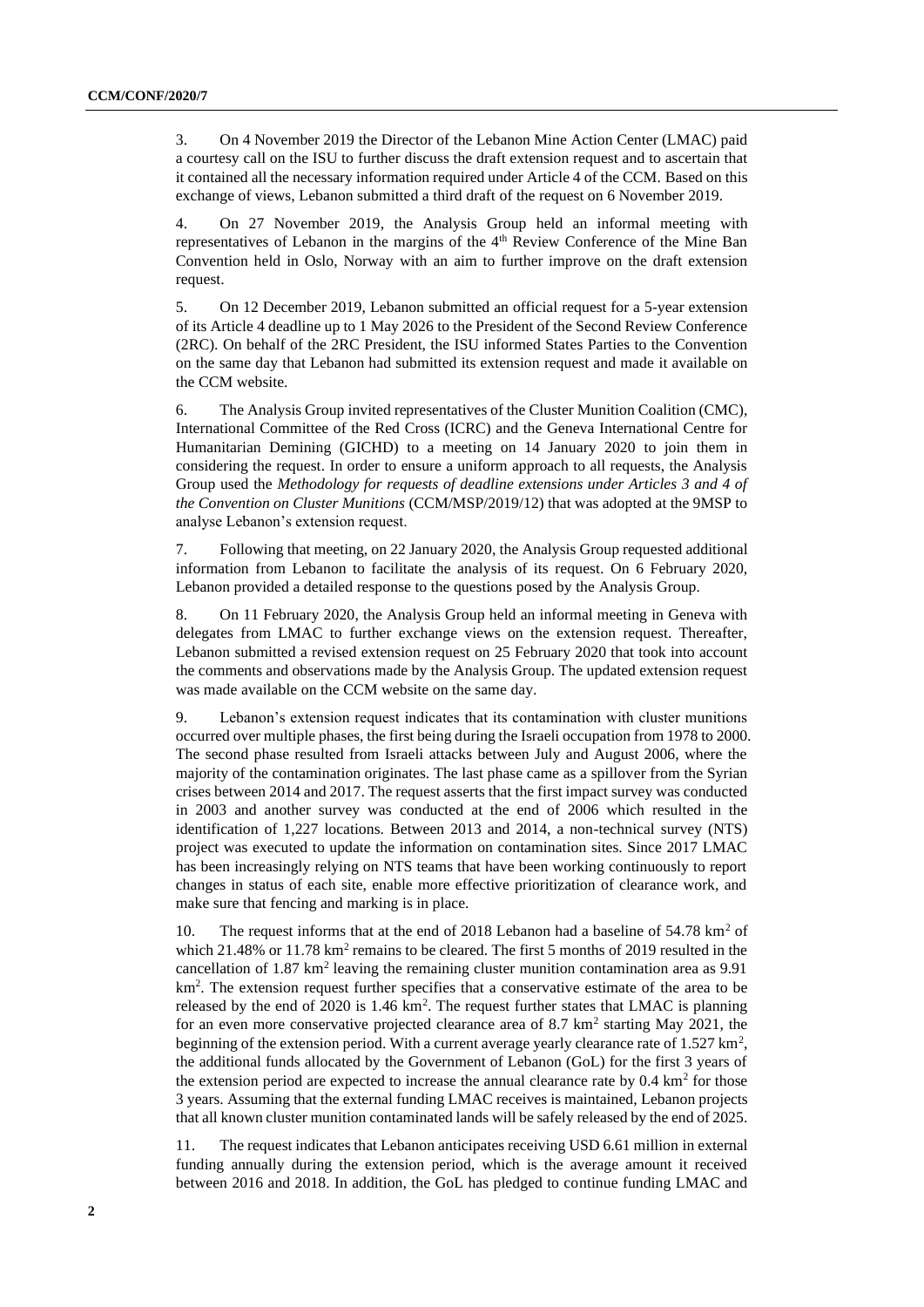3. On 4 November 2019 the Director of the Lebanon Mine Action Center (LMAC) paid a courtesy call on the ISU to further discuss the draft extension request and to ascertain that it contained all the necessary information required under Article 4 of the CCM. Based on this exchange of views, Lebanon submitted a third draft of the request on 6 November 2019.

4. On 27 November 2019, the Analysis Group held an informal meeting with representatives of Lebanon in the margins of the 4th Review Conference of the Mine Ban Convention held in Oslo, Norway with an aim to further improve on the draft extension request.

5. On 12 December 2019, Lebanon submitted an official request for a 5-year extension of its Article 4 deadline up to 1 May 2026 to the President of the Second Review Conference (2RC). On behalf of the 2RC President, the ISU informed States Parties to the Convention on the same day that Lebanon had submitted its extension request and made it available on the CCM website.

6. The Analysis Group invited representatives of the Cluster Munition Coalition (CMC), International Committee of the Red Cross (ICRC) and the Geneva International Centre for Humanitarian Demining (GICHD) to a meeting on 14 January 2020 to join them in considering the request. In order to ensure a uniform approach to all requests, the Analysis Group used the *Methodology for requests of deadline extensions under Articles 3 and 4 of the Convention on Cluster Munitions* (CCM/MSP/2019/12) that was adopted at the 9MSP to analyse Lebanon's extension request.

7. Following that meeting, on 22 January 2020, the Analysis Group requested additional information from Lebanon to facilitate the analysis of its request. On 6 February 2020, Lebanon provided a detailed response to the questions posed by the Analysis Group.

8. On 11 February 2020, the Analysis Group held an informal meeting in Geneva with delegates from LMAC to further exchange views on the extension request. Thereafter, Lebanon submitted a revised extension request on 25 February 2020 that took into account the comments and observations made by the Analysis Group. The updated extension request was made available on the CCM website on the same day.

9. Lebanon's extension request indicates that its contamination with cluster munitions occurred over multiple phases, the first being during the Israeli occupation from 1978 to 2000. The second phase resulted from Israeli attacks between July and August 2006, where the majority of the contamination originates. The last phase came as a spillover from the Syrian crises between 2014 and 2017. The request asserts that the first impact survey was conducted in 2003 and another survey was conducted at the end of 2006 which resulted in the identification of 1,227 locations. Between 2013 and 2014, a non-technical survey (NTS) project was executed to update the information on contamination sites. Since 2017 LMAC has been increasingly relying on NTS teams that have been working continuously to report changes in status of each site, enable more effective prioritization of clearance work, and make sure that fencing and marking is in place.

10. The request informs that at the end of 2018 Lebanon had a baseline of 54.78 $km^2$ of which 21.48% or 11.78 $km^2$ remains to be cleared. The first 5 months of 2019 resulted in the cancellation of 1.87 $km^2$ leaving the remaining cluster munition contamination area as 9.91 $km^2$. The extension request further specifies that a conservative estimate of the area to be released by the end of 2020 is 1.46 $km^2$. The request further states that LMAC is planning for an even more conservative projected clearance area of 8.7 $km^2$ starting May 2021, the beginning of the extension period. With a current average yearly clearance rate of 1.527 $km^2$, the additional funds allocated by the Government of Lebanon (GoL) for the first 3 years of the extension period are expected to increase the annual clearance rate by 0.4 $km^2$ for those 3 years. Assuming that the external funding LMAC receives is maintained, Lebanon projects that all known cluster munition contaminated lands will be safely released by the end of 2025.

11. The request indicates that Lebanon anticipates receiving USD 6.61 million in external funding annually during the extension period, which is the average amount it received between 2016 and 2018. In addition, the GoL has pledged to continue funding LMAC and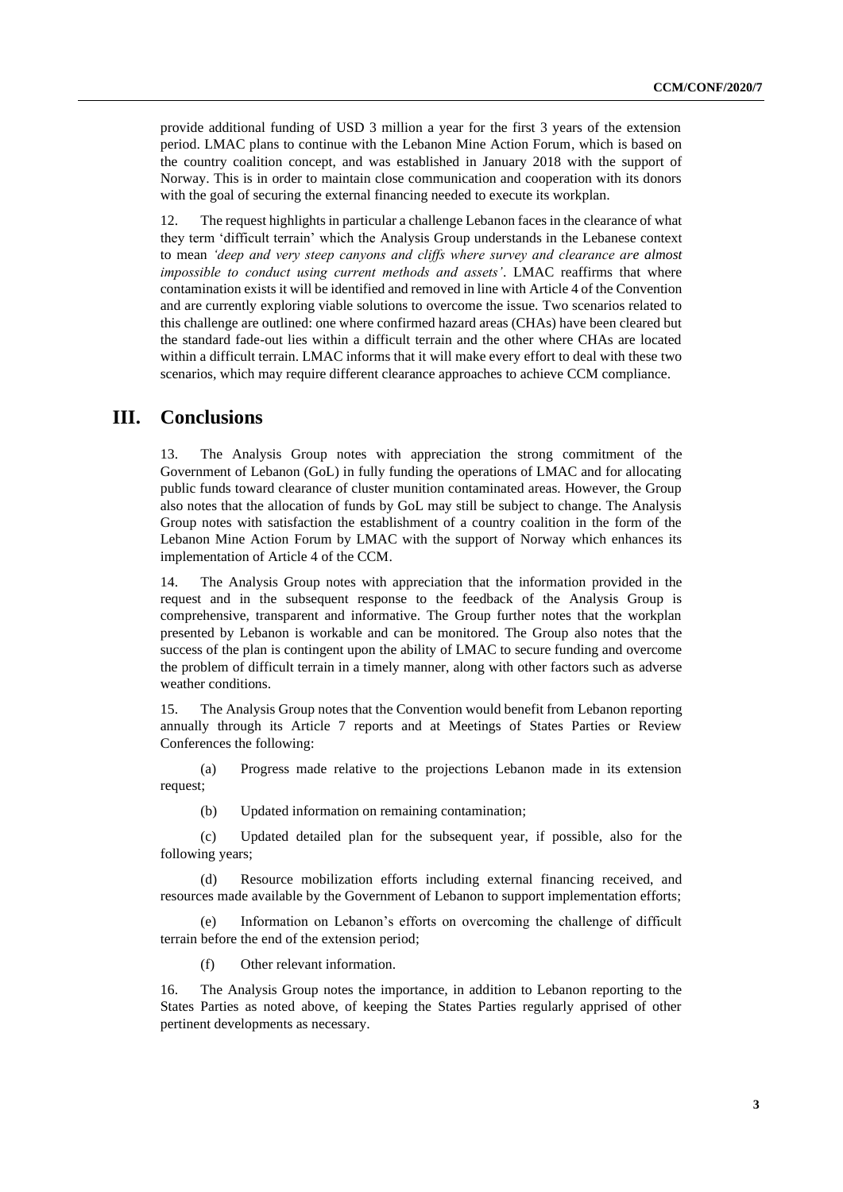provide additional funding of USD 3 million a year for the first 3 years of the extension period. LMAC plans to continue with the Lebanon Mine Action Forum, which is based on the country coalition concept, and was established in January 2018 with the support of Norway. This is in order to maintain close communication and cooperation with its donors with the goal of securing the external financing needed to execute its workplan.

12. The request highlights in particular a challenge Lebanon faces in the clearance of what they term 'difficult terrain' which the Analysis Group understands in the Lebanese context to mean *'deep and very steep canyons and cliffs where survey and clearance are almost impossible to conduct using current methods and assets'*. LMAC reaffirms that where contamination exists it will be identified and removed in line with Article 4 of the Convention and are currently exploring viable solutions to overcome the issue. Two scenarios related to this challenge are outlined: one where confirmed hazard areas (CHAs) have been cleared but the standard fade-out lies within a difficult terrain and the other where CHAs are located within a difficult terrain. LMAC informs that it will make every effort to deal with these two scenarios, which may require different clearance approaches to achieve CCM compliance.

# III. Conclusions

13. The Analysis Group notes with appreciation the strong commitment of the Government of Lebanon (GoL) in fully funding the operations of LMAC and for allocating public funds toward clearance of cluster munition contaminated areas. However, the Group also notes that the allocation of funds by GoL may still be subject to change. The Analysis Group notes with satisfaction the establishment of a country coalition in the form of the Lebanon Mine Action Forum by LMAC with the support of Norway which enhances its implementation of Article 4 of the CCM.

14. The Analysis Group notes with appreciation that the information provided in the request and in the subsequent response to the feedback of the Analysis Group is comprehensive, transparent and informative. The Group further notes that the workplan presented by Lebanon is workable and can be monitored. The Group also notes that the success of the plan is contingent upon the ability of LMAC to secure funding and overcome the problem of difficult terrain in a timely manner, along with other factors such as adverse weather conditions.

15. The Analysis Group notes that the Convention would benefit from Lebanon reporting annually through its Article 7 reports and at Meetings of States Parties or Review Conferences the following:

(a) Progress made relative to the projections Lebanon made in its extension request;

(b) Updated information on remaining contamination;

(c) Updated detailed plan for the subsequent year, if possible, also for the following years;

(d) Resource mobilization efforts including external financing received, and resources made available by the Government of Lebanon to support implementation efforts;

(e) Information on Lebanon's efforts on overcoming the challenge of difficult terrain before the end of the extension period;

(f) Other relevant information.

16. The Analysis Group notes the importance, in addition to Lebanon reporting to the States Parties as noted above, of keeping the States Parties regularly apprised of other pertinent developments as necessary.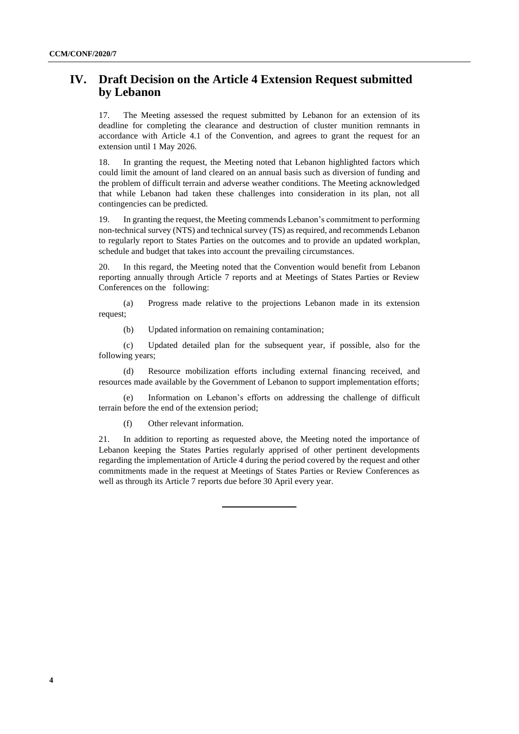## IV. Draft Decision on the Article 4 Extension Request submitted by Lebanon

17. The Meeting assessed the request submitted by Lebanon for an extension of its deadline for completing the clearance and destruction of cluster munition remnants in accordance with Article 4.1 of the Convention, and agrees to grant the request for an extension until 1 May 2026.

18. In granting the request, the Meeting noted that Lebanon highlighted factors which could limit the amount of land cleared on an annual basis such as diversion of funding and the problem of difficult terrain and adverse weather conditions. The Meeting acknowledged that while Lebanon had taken these challenges into consideration in its plan, not all contingencies can be predicted.

19. In granting the request, the Meeting commends Lebanon's commitment to performing non-technical survey (NTS) and technical survey (TS) as required, and recommends Lebanon to regularly report to States Parties on the outcomes and to provide an updated workplan, schedule and budget that takes into account the prevailing circumstances.

20. In this regard, the Meeting noted that the Convention would benefit from Lebanon reporting annually through Article 7 reports and at Meetings of States Parties or Review Conferences on the following:

(a) Progress made relative to the projections Lebanon made in its extension request;

(b) Updated information on remaining contamination;

(c) Updated detailed plan for the subsequent year, if possible, also for the following years;

(d) Resource mobilization efforts including external financing received, and resources made available by the Government of Lebanon to support implementation efforts;

(e) Information on Lebanon's efforts on addressing the challenge of difficult terrain before the end of the extension period;

(f) Other relevant information.

21. In addition to reporting as requested above, the Meeting noted the importance of Lebanon keeping the States Parties regularly apprised of other pertinent developments regarding the implementation of Article 4 during the period covered by the request and other commitments made in the request at Meetings of States Parties or Review Conferences as well as through its Article 7 reports due before 30 April every year.